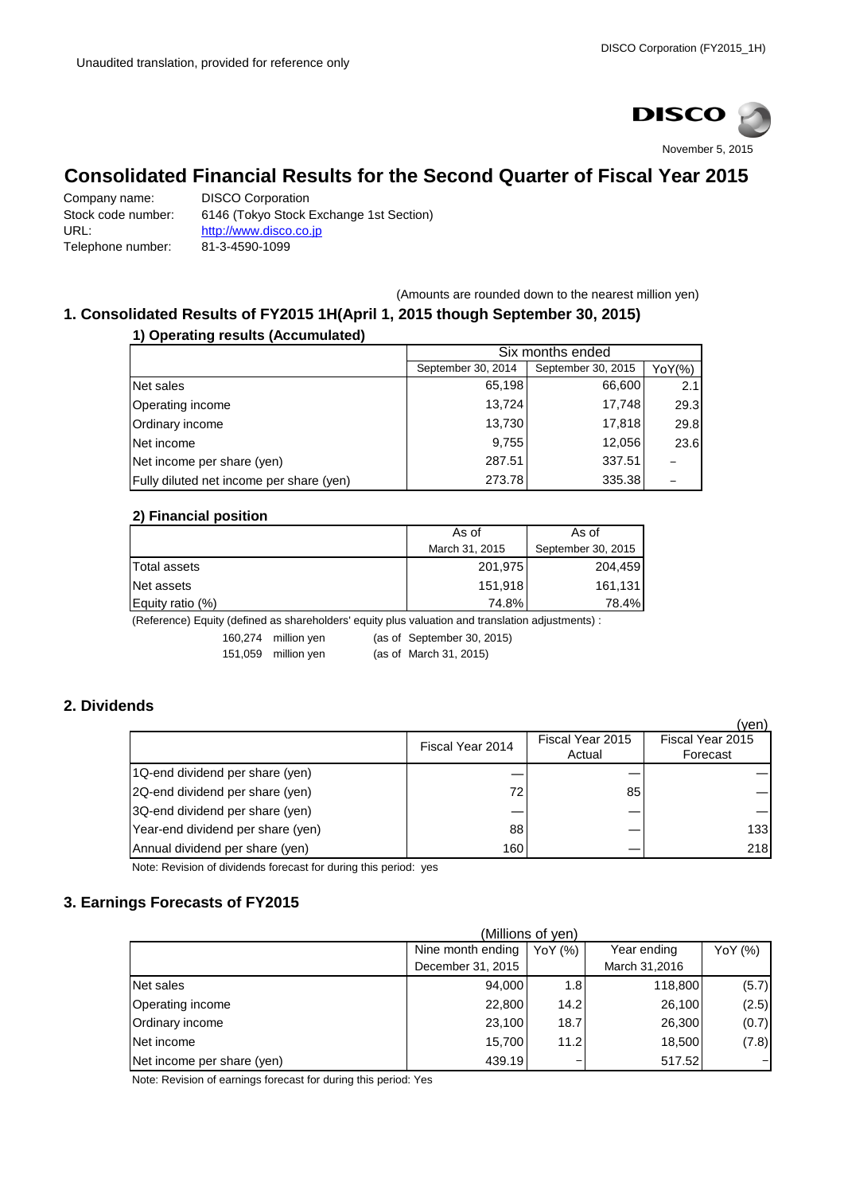Unaudited translation, provided for reference only

DISCO

November 5, 2015

# Consolidated Financial Results for the Second Quarter of Fiscal Year 2015

Company name: DISCO Corporation
Stock code number: 6146 (Tokyo Stock Exchange 1st Section)
URL: http://www.disco.co.jp
Telephone number: 81-3-4590-1099

(Amounts are rounded down to the nearest million yen)

## 1. Consolidated Results of FY2015 1H(April 1, 2015 though September 30, 2015)

### 1) Operating results (Accumulated)

| | Six months ended | | |
|---|---|---|---|
| | September 30, 2014 | September 30, 2015 | YoY(%) |
| Net sales | 65,198 | 66,600 | 2.1 |
| Operating income | 13,724 | 17,748 | 29.3 |
| Ordinary income | 13,730 | 17,818 | 29.8 |
| Net income | 9,755 | 12,056 | 23.6 |
| Net income per share (yen) | 287.51 | 337.51 | – |
| Fully diluted net income per share (yen) | 273.78 | 335.38 | – |

### 2) Financial position

| | As of March 31, 2015 | As of September 30, 2015 |
|---|---|---|
| Total assets | 201,975 | 204,459 |
| Net assets | 151,918 | 161,131 |
| Equity ratio (%) | 74.8% | 78.4% |

(Reference) Equity (defined as shareholders' equity plus valuation and translation adjustments) :

160,274 million yen (as of September 30, 2015)
151,059 million yen (as of March 31, 2015)

## 2. Dividends

(yen)

| | Fiscal Year 2014 | Fiscal Year 2015 Actual | Fiscal Year 2015 Forecast |
|---|---|---|---|
| 1Q-end dividend per share (yen) | — | — | — |
| 2Q-end dividend per share (yen) | 72 | 85 | — |
| 3Q-end dividend per share (yen) | — | — | — |
| Year-end dividend per share (yen) | 88 | — | 133 |
| Annual dividend per share (yen) | 160 | — | 218 |

Note: Revision of dividends forecast for during this period: yes

## 3. Earnings Forecasts of FY2015

(Millions of yen)

| | Nine month ending December 31, 2015 | YoY (%) | Year ending March 31,2016 | YoY (%) |
|---|---|---|---|---|
| Net sales | 94,000 | 1.8 | 118,800 | (5.7) |
| Operating income | 22,800 | 14.2 | 26,100 | (2.5) |
| Ordinary income | 23,100 | 18.7 | 26,300 | (0.7) |
| Net income | 15,700 | 11.2 | 18,500 | (7.8) |
| Net income per share (yen) | 439.19 | – | 517.52 | – |

Note: Revision of earnings forecast for during this period: Yes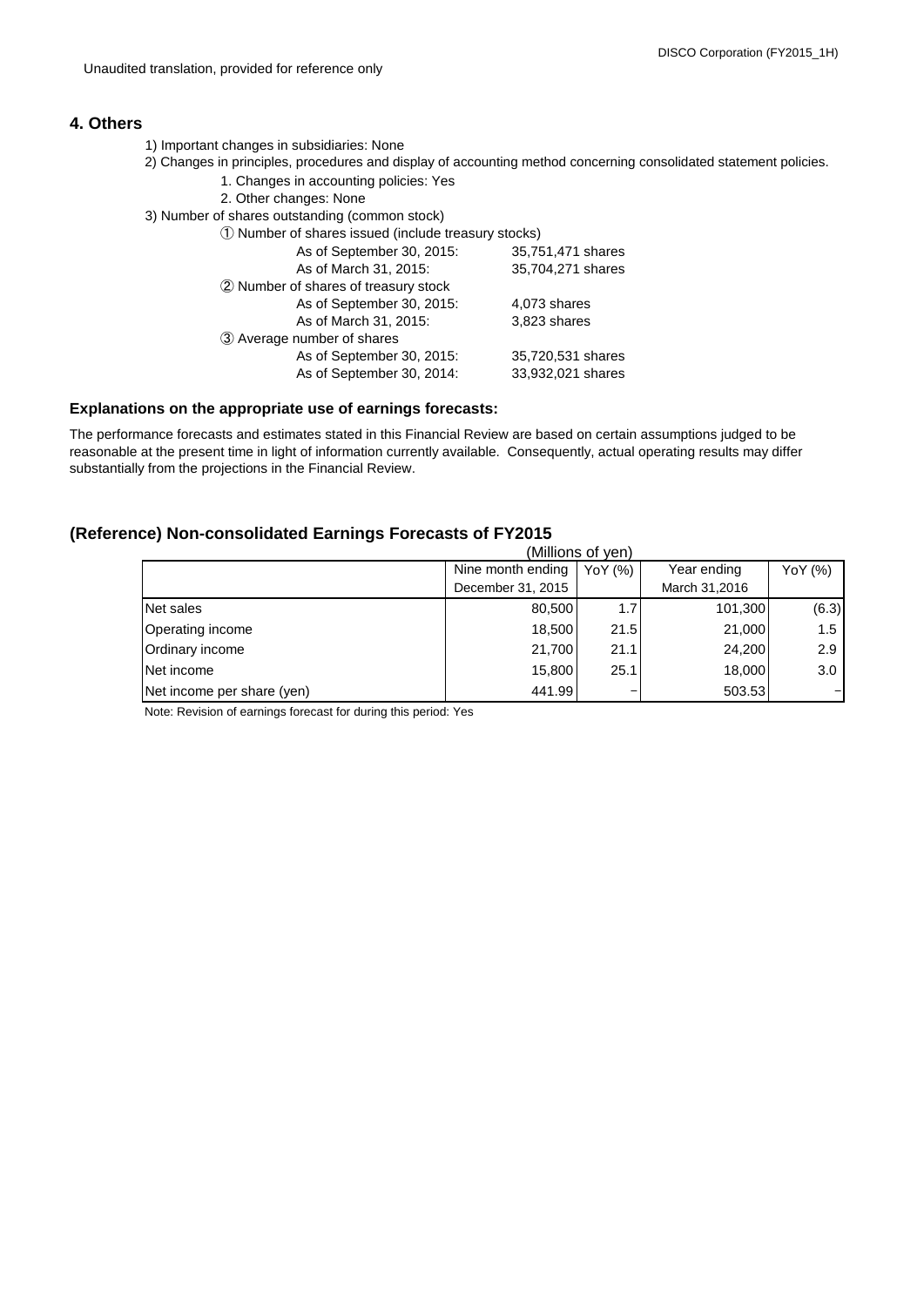Unaudited translation, provided for reference only

## 4. Others

1) Important changes in subsidiaries: None

2) Changes in principles, procedures and display of accounting method concerning consolidated statement policies.

   1. Changes in accounting policies: Yes
   2. Other changes: None

3) Number of shares outstanding (common stock)

   ① Number of shares issued (include treasury stocks)

   | | |
   |---|---|
   | As of September 30, 2015: | 35,751,471 shares |
   | As of March 31, 2015: | 35,704,271 shares |

   ② Number of shares of treasury stock

   | | |
   |---|---|
   | As of September 30, 2015: | 4,073 shares |
   | As of March 31, 2015: | 3,823 shares |

   ③ Average number of shares

   | | |
   |---|---|
   | As of September 30, 2015: | 35,720,531 shares |
   | As of September 30, 2014: | 33,932,021 shares |

### Explanations on the appropriate use of earnings forecasts:

The performance forecasts and estimates stated in this Financial Review are based on certain assumptions judged to be reasonable at the present time in light of information currently available. Consequently, actual operating results may differ substantially from the projections in the Financial Review.

## (Reference) Non-consolidated Earnings Forecasts of FY2015

(Millions of yen)

| | Nine month ending December 31, 2015 | YoY (%) | Year ending March 31,2016 | YoY (%) |
|---|---|---|---|---|
| Net sales | 80,500 | 1.7 | 101,300 | (6.3) |
| Operating income | 18,500 | 21.5 | 21,000 | 1.5 |
| Ordinary income | 21,700 | 21.1 | 24,200 | 2.9 |
| Net income | 15,800 | 25.1 | 18,000 | 3.0 |
| Net income per share (yen) | 441.99 | – | 503.53 | – |

Note: Revision of earnings forecast for during this period: Yes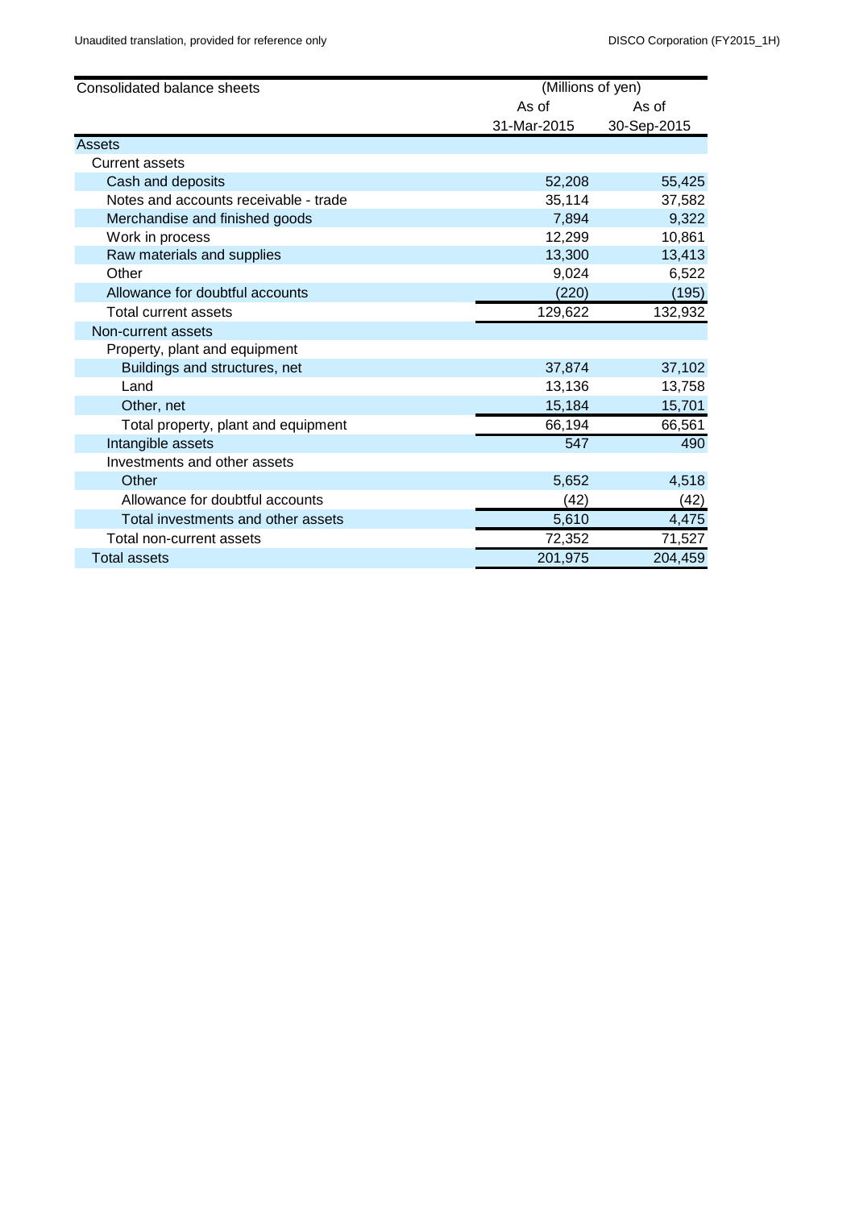| Consolidated balance sheets | (Millions of yen) | |
|---|---|---|
| | As of 31-Mar-2015 | As of 30-Sep-2015 |
| Assets | | |
| Current assets | | |
| Cash and deposits | 52,208 | 55,425 |
| Notes and accounts receivable - trade | 35,114 | 37,582 |
| Merchandise and finished goods | 7,894 | 9,322 |
| Work in process | 12,299 | 10,861 |
| Raw materials and supplies | 13,300 | 13,413 |
| Other | 9,024 | 6,522 |
| Allowance for doubtful accounts | (220) | (195) |
| Total current assets | 129,622 | 132,932 |
| Non-current assets | | |
| Property, plant and equipment | | |
| Buildings and structures, net | 37,874 | 37,102 |
| Land | 13,136 | 13,758 |
| Other, net | 15,184 | 15,701 |
| Total property, plant and equipment | 66,194 | 66,561 |
| Intangible assets | 547 | 490 |
| Investments and other assets | | |
| Other | 5,652 | 4,518 |
| Allowance for doubtful accounts | (42) | (42) |
| Total investments and other assets | 5,610 | 4,475 |
| Total non-current assets | 72,352 | 71,527 |
| Total assets | 201,975 | 204,459 |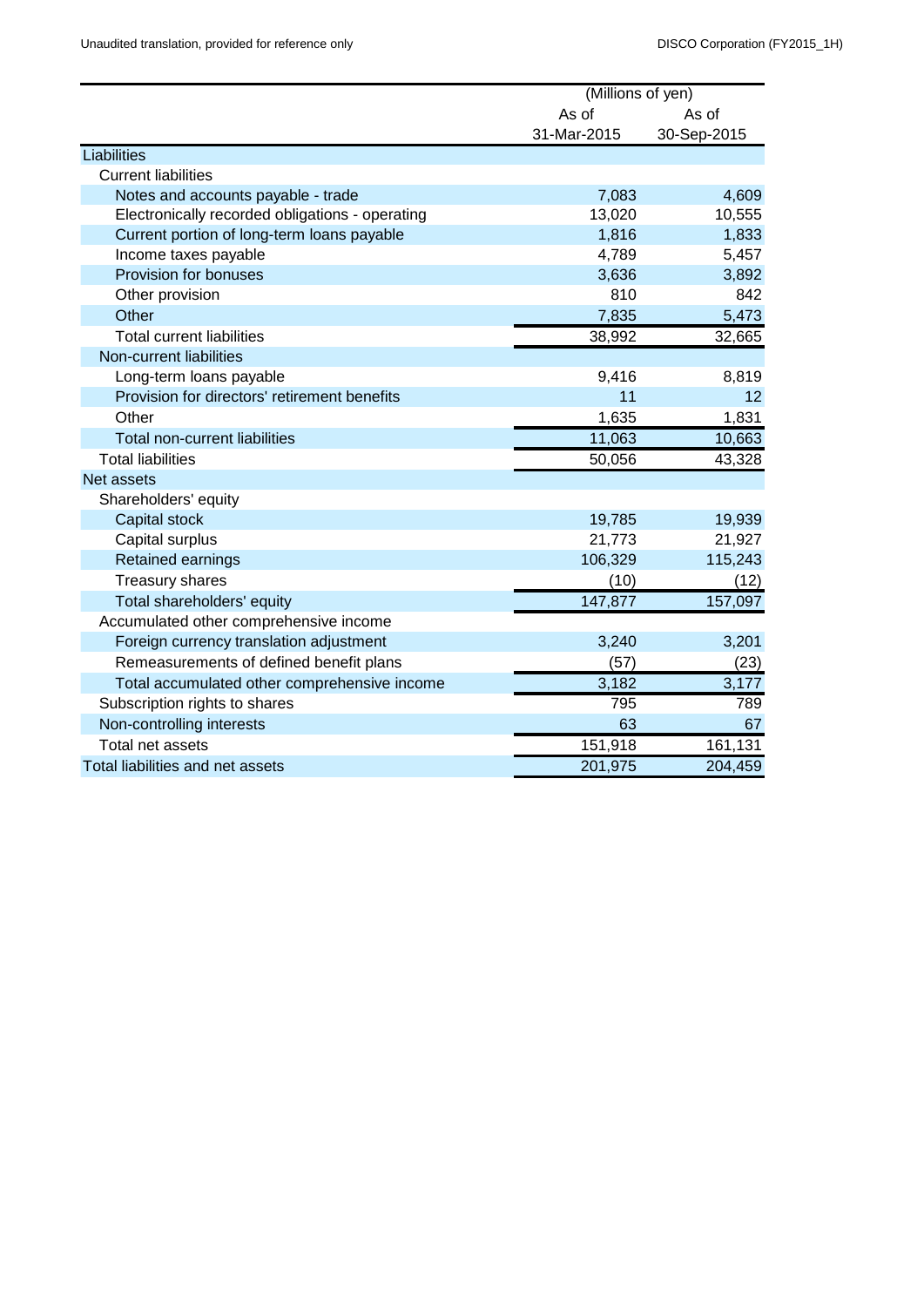| | (Millions of yen) | |
|---|---|---|
| | As of 31-Mar-2015 | As of 30-Sep-2015 |
| Liabilities | | |
| Current liabilities | | |
| Notes and accounts payable - trade | 7,083 | 4,609 |
| Electronically recorded obligations - operating | 13,020 | 10,555 |
| Current portion of long-term loans payable | 1,816 | 1,833 |
| Income taxes payable | 4,789 | 5,457 |
| Provision for bonuses | 3,636 | 3,892 |
| Other provision | 810 | 842 |
| Other | 7,835 | 5,473 |
| Total current liabilities | 38,992 | 32,665 |
| Non-current liabilities | | |
| Long-term loans payable | 9,416 | 8,819 |
| Provision for directors' retirement benefits | 11 | 12 |
| Other | 1,635 | 1,831 |
| Total non-current liabilities | 11,063 | 10,663 |
| Total liabilities | 50,056 | 43,328 |
| Net assets | | |
| Shareholders' equity | | |
| Capital stock | 19,785 | 19,939 |
| Capital surplus | 21,773 | 21,927 |
| Retained earnings | 106,329 | 115,243 |
| Treasury shares | (10) | (12) |
| Total shareholders' equity | 147,877 | 157,097 |
| Accumulated other comprehensive income | | |
| Foreign currency translation adjustment | 3,240 | 3,201 |
| Remeasurements of defined benefit plans | (57) | (23) |
| Total accumulated other comprehensive income | 3,182 | 3,177 |
| Subscription rights to shares | 795 | 789 |
| Non-controlling interests | 63 | 67 |
| Total net assets | 151,918 | 161,131 |
| Total liabilities and net assets | 201,975 | 204,459 |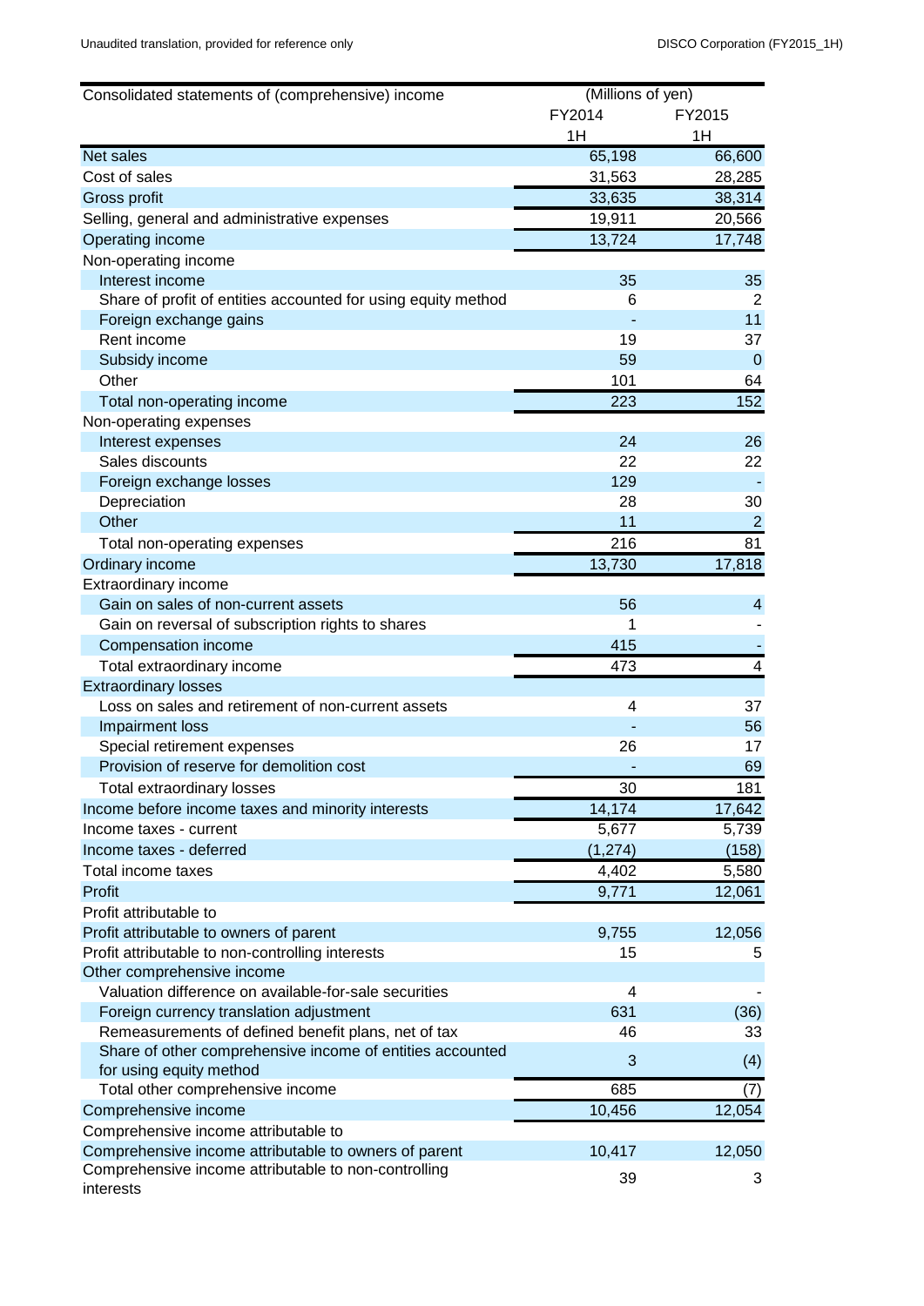| Consolidated statements of (comprehensive) income | (Millions of yen) | |
|---|---|---|
| | FY2014 1H | FY2015 1H |
| Net sales | 65,198 | 66,600 |
| Cost of sales | 31,563 | 28,285 |
| Gross profit | 33,635 | 38,314 |
| Selling, general and administrative expenses | 19,911 | 20,566 |
| Operating income | 13,724 | 17,748 |
| Non-operating income | | |
| Interest income | 35 | 35 |
| Share of profit of entities accounted for using equity method | 6 | 2 |
| Foreign exchange gains | - | 11 |
| Rent income | 19 | 37 |
| Subsidy income | 59 | 0 |
| Other | 101 | 64 |
| Total non-operating income | 223 | 152 |
| Non-operating expenses | | |
| Interest expenses | 24 | 26 |
| Sales discounts | 22 | 22 |
| Foreign exchange losses | 129 | - |
| Depreciation | 28 | 30 |
| Other | 11 | 2 |
| Total non-operating expenses | 216 | 81 |
| Ordinary income | 13,730 | 17,818 |
| Extraordinary income | | |
| Gain on sales of non-current assets | 56 | 4 |
| Gain on reversal of subscription rights to shares | 1 | - |
| Compensation income | 415 | - |
| Total extraordinary income | 473 | 4 |
| Extraordinary losses | | |
| Loss on sales and retirement of non-current assets | 4 | 37 |
| Impairment loss | - | 56 |
| Special retirement expenses | 26 | 17 |
| Provision of reserve for demolition cost | - | 69 |
| Total extraordinary losses | 30 | 181 |
| Income before income taxes and minority interests | 14,174 | 17,642 |
| Income taxes - current | 5,677 | 5,739 |
| Income taxes - deferred | (1,274) | (158) |
| Total income taxes | 4,402 | 5,580 |
| Profit | 9,771 | 12,061 |
| Profit attributable to | | |
| Profit attributable to owners of parent | 9,755 | 12,056 |
| Profit attributable to non-controlling interests | 15 | 5 |
| Other comprehensive income | | |
| Valuation difference on available-for-sale securities | 4 | - |
| Foreign currency translation adjustment | 631 | (36) |
| Remeasurements of defined benefit plans, net of tax | 46 | 33 |
| Share of other comprehensive income of entities accounted for using equity method | 3 | (4) |
| Total other comprehensive income | 685 | (7) |
| Comprehensive income | 10,456 | 12,054 |
| Comprehensive income attributable to | | |
| Comprehensive income attributable to owners of parent | 10,417 | 12,050 |
| Comprehensive income attributable to non-controlling interests | 39 | 3 |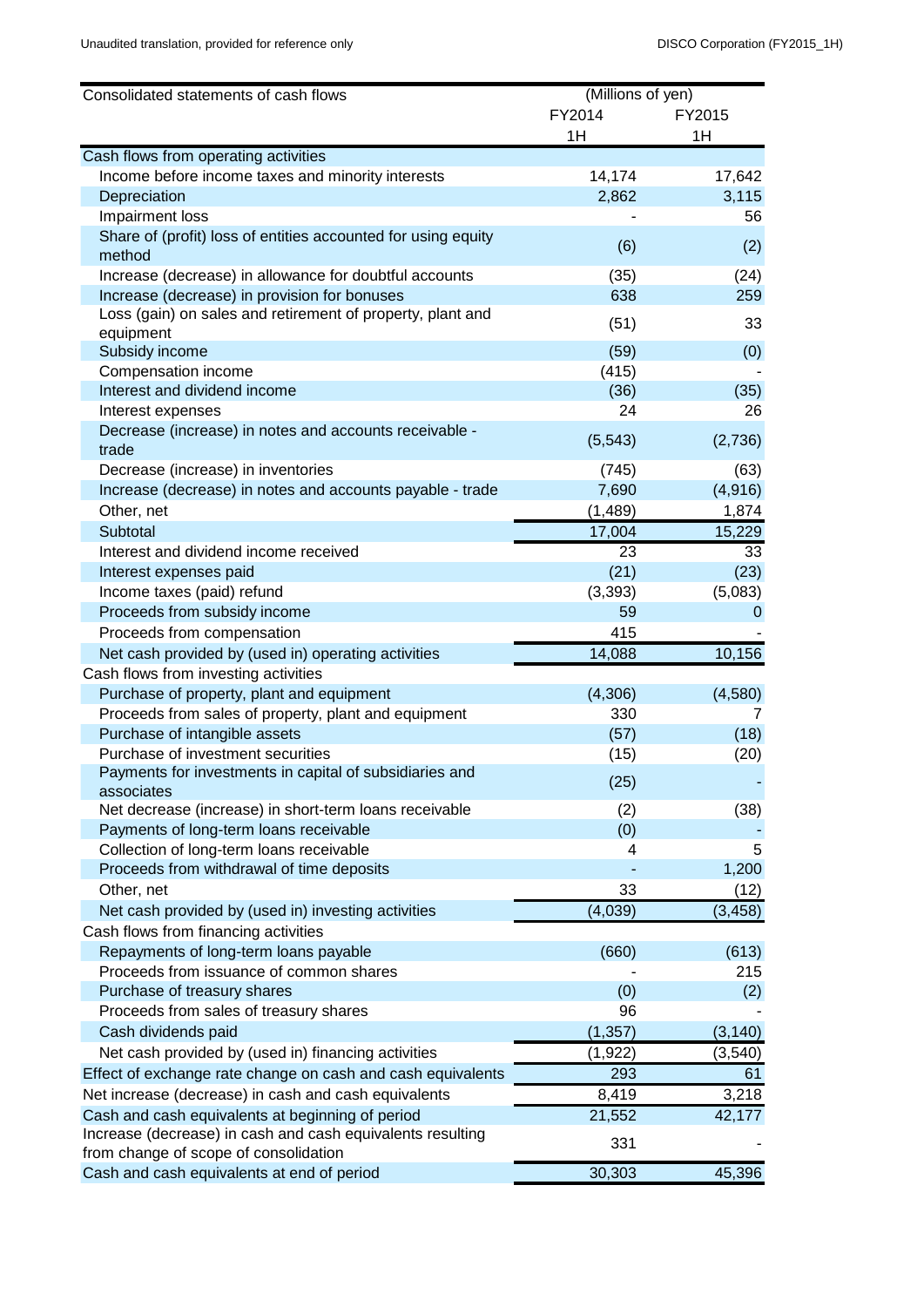| Consolidated statements of cash flows | (Millions of yen) | |
|---|---|---|
| | FY2014 1H | FY2015 1H |
| Cash flows from operating activities | | |
| Income before income taxes and minority interests | 14,174 | 17,642 |
| Depreciation | 2,862 | 3,115 |
| Impairment loss | - | 56 |
| Share of (profit) loss of entities accounted for using equity method | (6) | (2) |
| Increase (decrease) in allowance for doubtful accounts | (35) | (24) |
| Increase (decrease) in provision for bonuses | 638 | 259 |
| Loss (gain) on sales and retirement of property, plant and equipment | (51) | 33 |
| Subsidy income | (59) | (0) |
| Compensation income | (415) | - |
| Interest and dividend income | (36) | (35) |
| Interest expenses | 24 | 26 |
| Decrease (increase) in notes and accounts receivable - trade | (5,543) | (2,736) |
| Decrease (increase) in inventories | (745) | (63) |
| Increase (decrease) in notes and accounts payable - trade | 7,690 | (4,916) |
| Other, net | (1,489) | 1,874 |
| Subtotal | 17,004 | 15,229 |
| Interest and dividend income received | 23 | 33 |
| Interest expenses paid | (21) | (23) |
| Income taxes (paid) refund | (3,393) | (5,083) |
| Proceeds from subsidy income | 59 | 0 |
| Proceeds from compensation | 415 | - |
| Net cash provided by (used in) operating activities | 14,088 | 10,156 |
| Cash flows from investing activities | | |
| Purchase of property, plant and equipment | (4,306) | (4,580) |
| Proceeds from sales of property, plant and equipment | 330 | 7 |
| Purchase of intangible assets | (57) | (18) |
| Purchase of investment securities | (15) | (20) |
| Payments for investments in capital of subsidiaries and associates | (25) | - |
| Net decrease (increase) in short-term loans receivable | (2) | (38) |
| Payments of long-term loans receivable | (0) | - |
| Collection of long-term loans receivable | 4 | 5 |
| Proceeds from withdrawal of time deposits | - | 1,200 |
| Other, net | 33 | (12) |
| Net cash provided by (used in) investing activities | (4,039) | (3,458) |
| Cash flows from financing activities | | |
| Repayments of long-term loans payable | (660) | (613) |
| Proceeds from issuance of common shares | - | 215 |
| Purchase of treasury shares | (0) | (2) |
| Proceeds from sales of treasury shares | 96 | - |
| Cash dividends paid | (1,357) | (3,140) |
| Net cash provided by (used in) financing activities | (1,922) | (3,540) |
| Effect of exchange rate change on cash and cash equivalents | 293 | 61 |
| Net increase (decrease) in cash and cash equivalents | 8,419 | 3,218 |
| Cash and cash equivalents at beginning of period | 21,552 | 42,177 |
| Increase (decrease) in cash and cash equivalents resulting from change of scope of consolidation | 331 | - |
| Cash and cash equivalents at end of period | 30,303 | 45,396 |